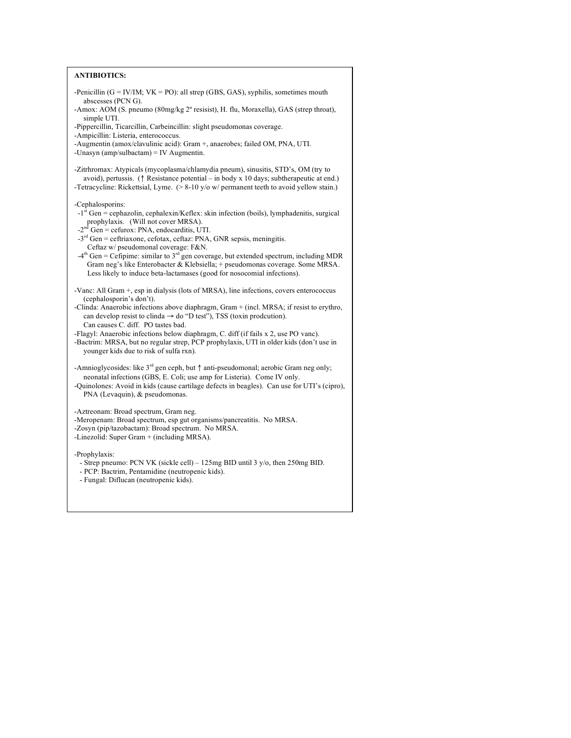**ANTIBIOTICS:**

-Penicillin (G = IV/IM; VK = PO): all strep (GBS, GAS), syphilis, sometimes mouth abscesses (PCN G).
-Amox: AOM (S. pneumo (80mg/kg 2º resisist), H. flu, Moraxella), GAS (strep throat), simple UTI.
-Pippercillin, Ticarcillin, Carbeincillin: slight pseudomonas coverage.
-Ampicillin: Listeria, enterococcus.
-Augmentin (amox/clavulinic acid): Gram +, anaerobes; failed OM, PNA, UTI.
-Unasyn (amp/sulbactam) = IV Augmentin.

-Zitrhromax: Atypicals (mycoplasma/chlamydia pneum), sinusitis, STD's, OM (try to avoid), pertussis. (↑ Resistance potential – in body x 10 days; subtherapeutic at end.)
-Tetracycline: Rickettsial, Lyme. (> 8-10 y/o w/ permanent teeth to avoid yellow stain.)

-Cephalosporins:
- -1st Gen = cephazolin, cephalexin/Keflex: skin infection (boils), lymphadenitis, surgical prophylaxis. (Will not cover MRSA).
- -2nd Gen = cefurox: PNA, endocarditis, UTI.
- -3rd Gen = ceftriaxone, cefotax, ceftaz: PNA, GNR sepsis, meningitis. Ceftaz w/ pseudomonal coverage: F&N.
- -4th Gen = Cefipime: similar to 3rd gen coverage, but extended spectrum, including MDR Gram neg's like Enterobacter & Klebsiella; + pseudomonas coverage. Some MRSA. Less likely to induce beta-lactamases (good for nosocomial infections).

-Vanc: All Gram +, esp in dialysis (lots of MRSA), line infections, covers enterococcus (cephalosporin's don't).
-Clinda: Anaerobic infections above diaphragm, Gram + (incl. MRSA; if resist to erythro, can develop resist to clinda → do "D test"), TSS (toxin prodcution). Can causes C. diff. PO tastes bad.
-Flagyl: Anaerobic infections below diaphragm, C. diff (if fails x 2, use PO vanc).
-Bactrim: MRSA, but no regular strep, PCP prophylaxis, UTI in older kids (don't use in younger kids due to risk of sulfa rxn).

-Amnioglycosides: like 3rd gen ceph, but ↑ anti-pseudomonal; aerobic Gram neg only; neonatal infections (GBS, E. Coli; use amp for Listeria). Come IV only.
-Quinolones: Avoid in kids (cause cartilage defects in beagles). Can use for UTI's (cipro), PNA (Levaquin), & pseudomonas.

-Aztreonam: Broad spectrum, Gram neg.
-Meropenam: Broad spectrum, esp gut organisms/pancreatitis. No MRSA.
-Zosyn (pip/tazobactam): Broad spectrum. No MRSA.
-Linezolid: Super Gram + (including MRSA).

-Prophylaxis:
- Strep pneumo: PCN VK (sickle cell) – 125mg BID until 3 y/o, then 250mg BID.
- PCP: Bactrim, Pentamidine (neutropenic kids).
- Fungal: Diflucan (neutropenic kids).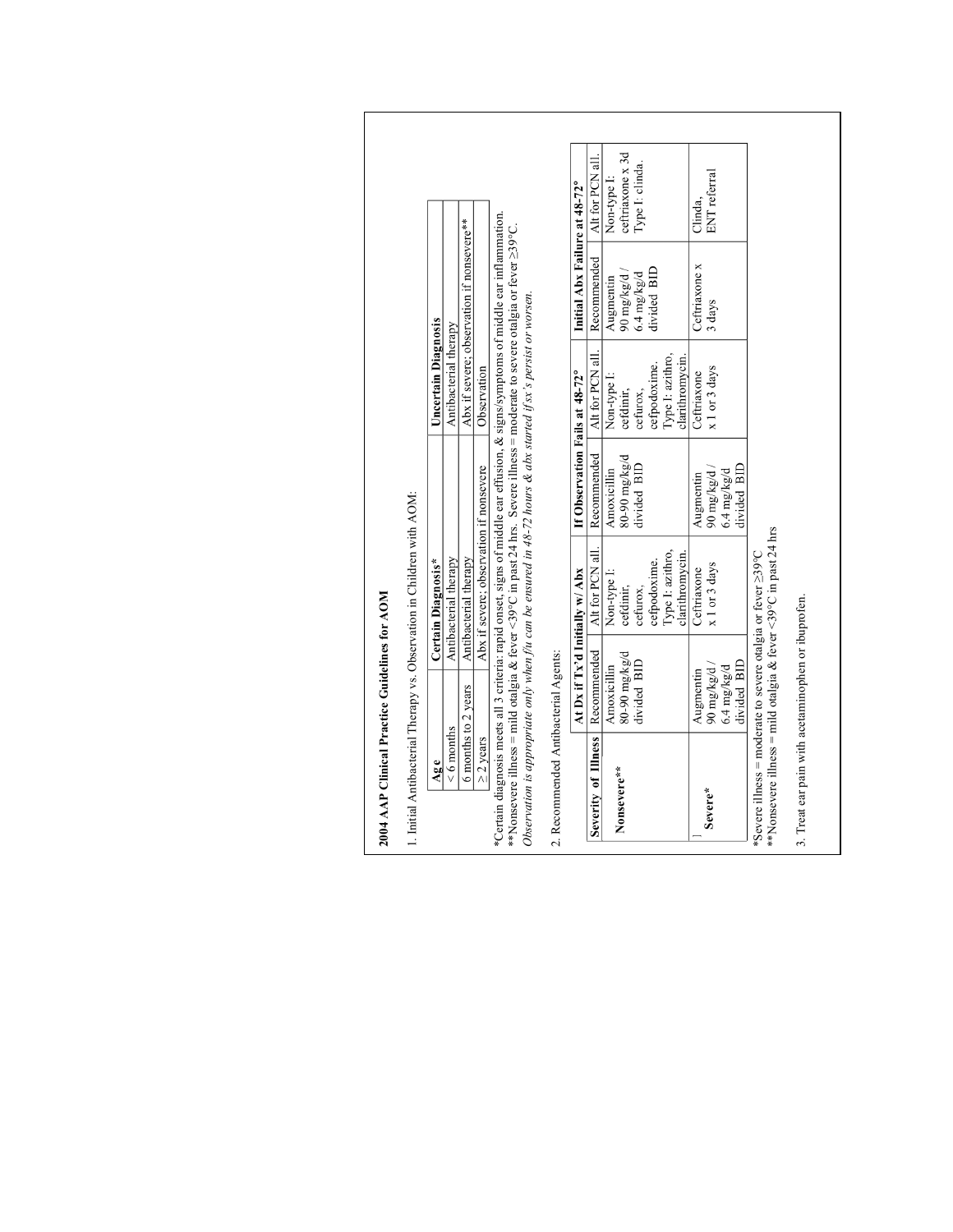**2004 AAP Clinical Practice Guidelines for AOM**

1. Initial Antibacterial Therapy vs. Observation in Children with AOM:

| Age | Certain Diagnosis* | Uncertain Diagnosis |
|---|---|---|
| < 6 months | Antibacterial therapy | Antibacterial therapy |
| 6 months to 2 years | Antibacterial therapy | Abx if severe; observation if nonsevere** |
| ≥ 2 years | Abx if severe; observation if nonsevere | Observation |

*Certain diagnosis meets all 3 criteria: rapid onset, signs of middle ear effusion, & signs/symptoms of middle ear inflammation.
**Nonsevere illness = mild otalgia & fever <39°C in past 24 hrs. Severe illness = moderate to severe otalgia or fever ≥39°C.
*Observation is appropriate only when f/u can be ensured in 48-72 hours & abx started if sx's persist or worsen.*

2. Recommended Antibacterial Agents:

| Severity of Illness | At Dx if Tx'd Initially w/ Abx | | If Observation Fails at 48-72° | | Initial Abx Failure at 48-72° | |
|---|---|---|---|---|---|---|
| | Recommended | Alt for PCN all. | Recommended | Alt for PCN all. | Recommended | Alt for PCN all. |
| **Nonsevere**** | Amoxicillin 80-90 mg/kg/d divided BID | Non-type I: cefdinir, cefurox, cefpodoxime. Type I: azithro, clarithromycin. | Amoxicillin 80-90 mg/kg/d divided BID | Non-type I: cefdinir, cefurox, cefpodoxime. Type I: azithro, clarithromycin. | Augmentin 90 mg/kg/d / 6.4 mg/kg/d divided BID | Non-type I: ceftriaxone x 3d Type I: clinda. |
| **Severe*** | Augmentin 90 mg/kg/d / 6.4 mg/kg/d divided BID | Ceftriaxone x 1 or 3 days | Augmentin 90 mg/kg/d / 6.4 mg/kg/d divided BID | Ceftriaxone x 1 or 3 days | Ceftriaxone x 3 days | Clinda, ENT referral |

*Severe illness = moderate to severe otalgia or fever ≥39°C
**Nonsevere illness = mild otalgia & fever <39°C in past 24 hrs

3. Treat ear pain with acetaminophen or ibuprofen.